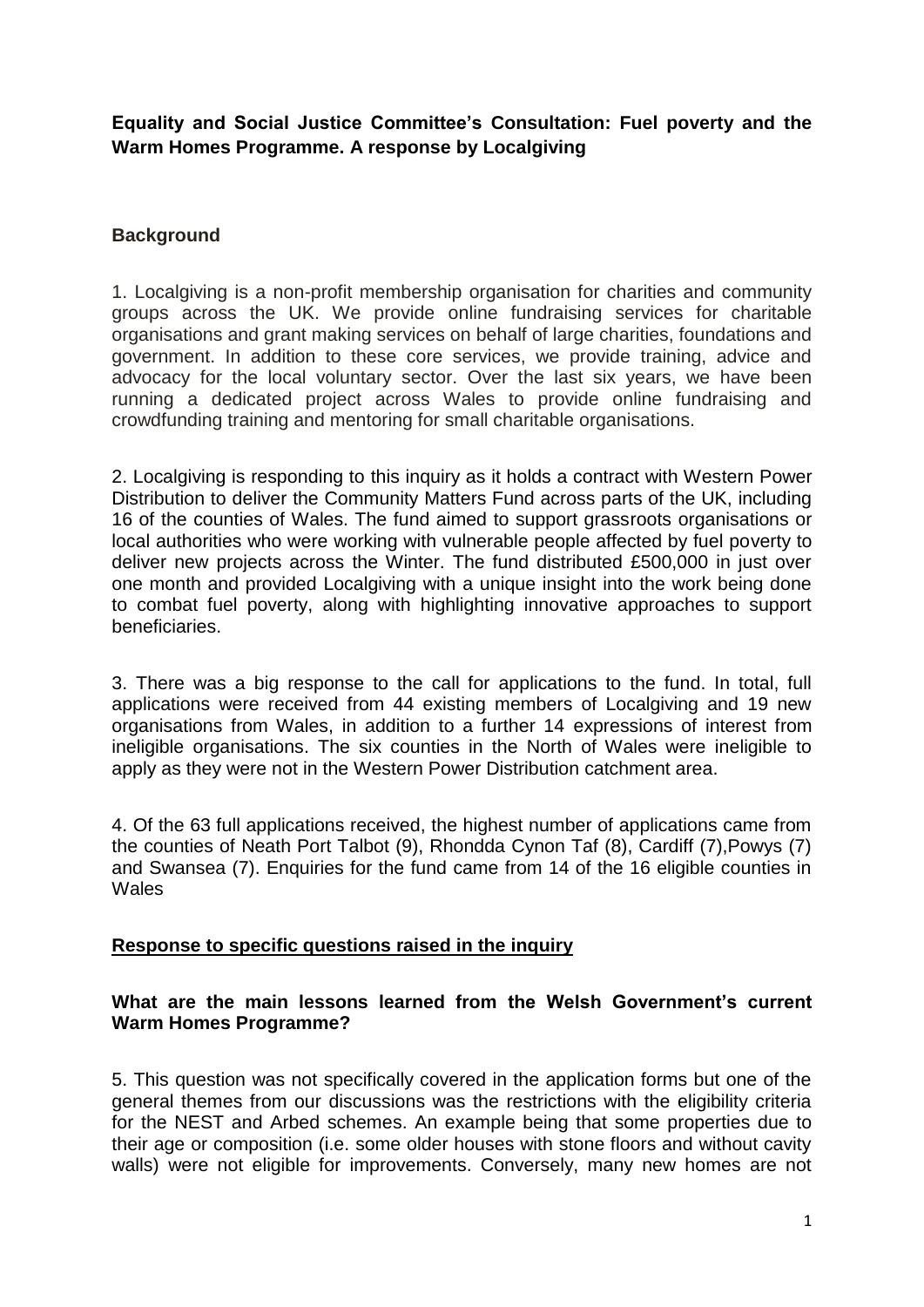**Equality and Social Justice Committee's Consultation: Fuel poverty and the Warm Homes Programme. A response by Localgiving**

## Background

1. Localgiving is a non-profit membership organisation for charities and community groups across the UK. We provide online fundraising services for charitable organisations and grant making services on behalf of large charities, foundations and government. In addition to these core services, we provide training, advice and advocacy for the local voluntary sector. Over the last six years, we have been running a dedicated project across Wales to provide online fundraising and crowdfunding training and mentoring for small charitable organisations.

2. Localgiving is responding to this inquiry as it holds a contract with Western Power Distribution to deliver the Community Matters Fund across parts of the UK, including 16 of the counties of Wales. The fund aimed to support grassroots organisations or local authorities who were working with vulnerable people affected by fuel poverty to deliver new projects across the Winter. The fund distributed £500,000 in just over one month and provided Localgiving with a unique insight into the work being done to combat fuel poverty, along with highlighting innovative approaches to support beneficiaries.

3. There was a big response to the call for applications to the fund. In total, full applications were received from 44 existing members of Localgiving and 19 new organisations from Wales, in addition to a further 14 expressions of interest from ineligible organisations. The six counties in the North of Wales were ineligible to apply as they were not in the Western Power Distribution catchment area.

4. Of the 63 full applications received, the highest number of applications came from the counties of Neath Port Talbot (9), Rhondda Cynon Taf (8), Cardiff (7),Powys (7) and Swansea (7). Enquiries for the fund came from 14 of the 16 eligible counties in Wales

## Response to specific questions raised in the inquiry

### What are the main lessons learned from the Welsh Government's current Warm Homes Programme?

5. This question was not specifically covered in the application forms but one of the general themes from our discussions was the restrictions with the eligibility criteria for the NEST and Arbed schemes. An example being that some properties due to their age or composition (i.e. some older houses with stone floors and without cavity walls) were not eligible for improvements. Conversely, many new homes are not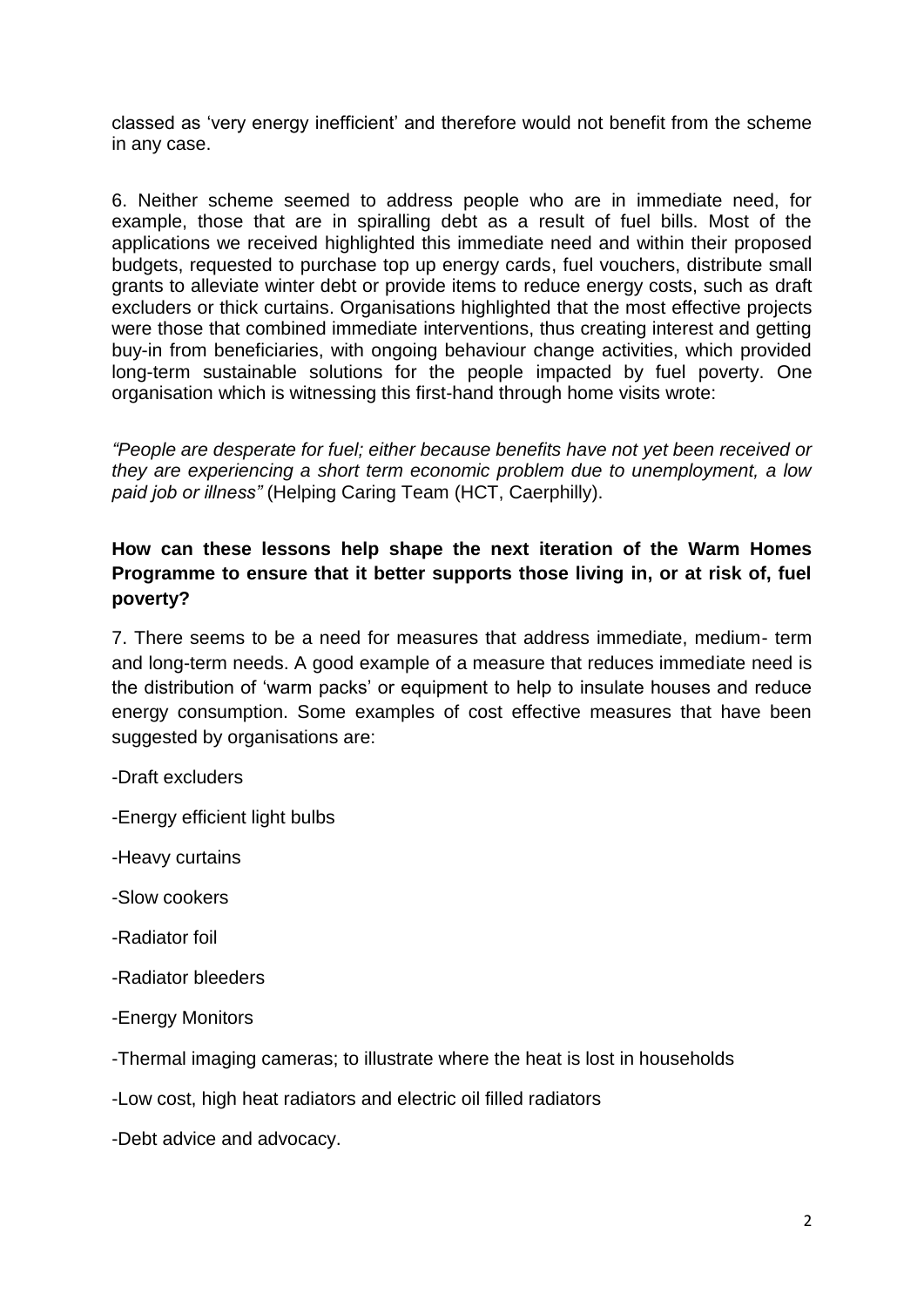classed as 'very energy inefficient' and therefore would not benefit from the scheme in any case.

6. Neither scheme seemed to address people who are in immediate need, for example, those that are in spiralling debt as a result of fuel bills. Most of the applications we received highlighted this immediate need and within their proposed budgets, requested to purchase top up energy cards, fuel vouchers, distribute small grants to alleviate winter debt or provide items to reduce energy costs, such as draft excluders or thick curtains. Organisations highlighted that the most effective projects were those that combined immediate interventions, thus creating interest and getting buy-in from beneficiaries, with ongoing behaviour change activities, which provided long-term sustainable solutions for the people impacted by fuel poverty. One organisation which is witnessing this first-hand through home visits wrote:

*"People are desperate for fuel; either because benefits have not yet been received or they are experiencing a short term economic problem due to unemployment, a low paid job or illness"* (Helping Caring Team (HCT, Caerphilly).

**How can these lessons help shape the next iteration of the Warm Homes Programme to ensure that it better supports those living in, or at risk of, fuel poverty?**

7. There seems to be a need for measures that address immediate, medium- term and long-term needs. A good example of a measure that reduces immediate need is the distribution of 'warm packs' or equipment to help to insulate houses and reduce energy consumption. Some examples of cost effective measures that have been suggested by organisations are:

-Draft excluders

-Energy efficient light bulbs

-Heavy curtains

-Slow cookers

-Radiator foil

-Radiator bleeders

-Energy Monitors

-Thermal imaging cameras; to illustrate where the heat is lost in households

-Low cost, high heat radiators and electric oil filled radiators

-Debt advice and advocacy.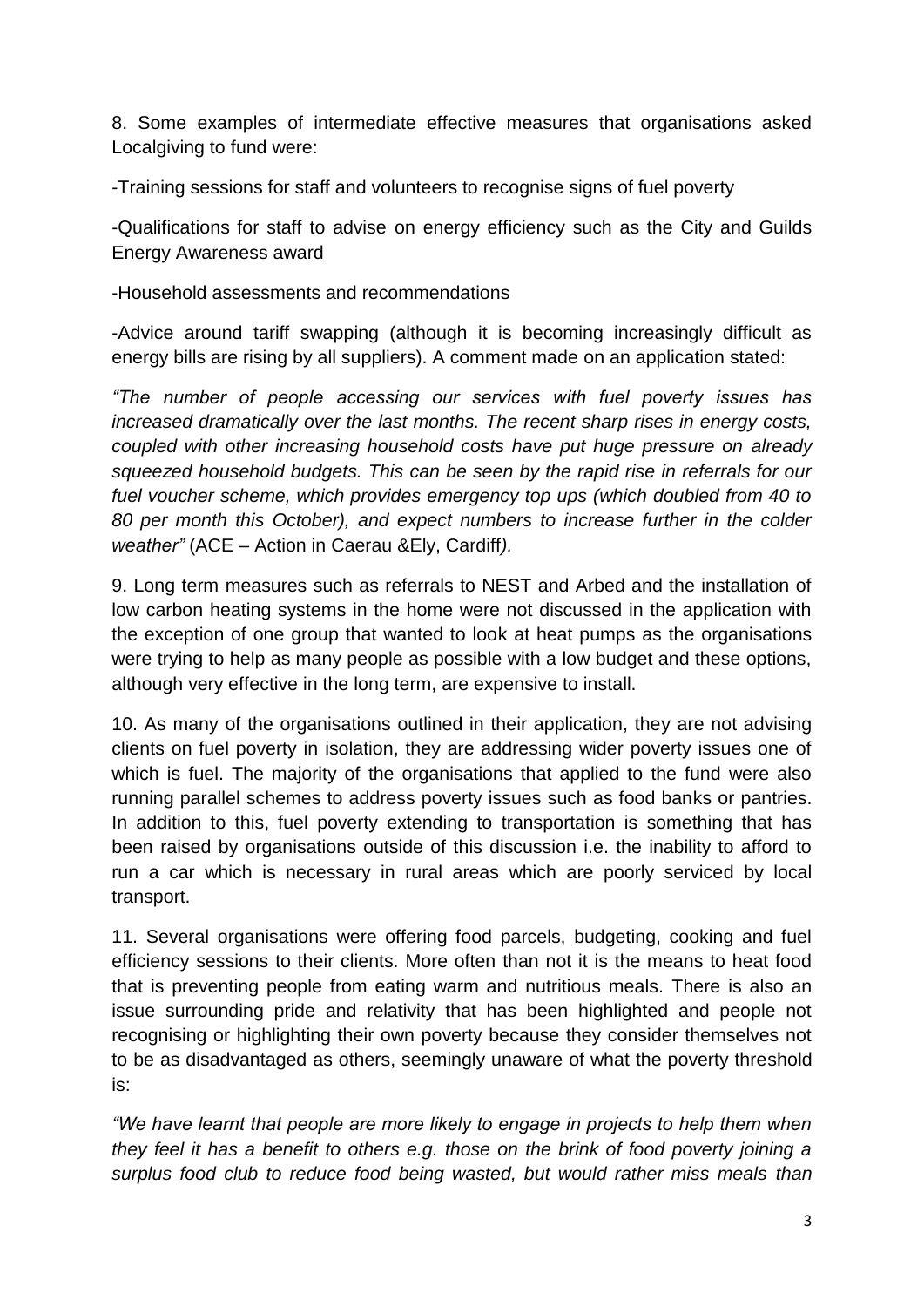8. Some examples of intermediate effective measures that organisations asked Localgiving to fund were:

-Training sessions for staff and volunteers to recognise signs of fuel poverty

-Qualifications for staff to advise on energy efficiency such as the City and Guilds Energy Awareness award

-Household assessments and recommendations

-Advice around tariff swapping (although it is becoming increasingly difficult as energy bills are rising by all suppliers). A comment made on an application stated:

*"The number of people accessing our services with fuel poverty issues has increased dramatically over the last months. The recent sharp rises in energy costs, coupled with other increasing household costs have put huge pressure on already squeezed household budgets. This can be seen by the rapid rise in referrals for our fuel voucher scheme, which provides emergency top ups (which doubled from 40 to 80 per month this October), and expect numbers to increase further in the colder weather"* (ACE – Action in Caerau &Ely, Cardiff*).*

9. Long term measures such as referrals to NEST and Arbed and the installation of low carbon heating systems in the home were not discussed in the application with the exception of one group that wanted to look at heat pumps as the organisations were trying to help as many people as possible with a low budget and these options, although very effective in the long term, are expensive to install.

10. As many of the organisations outlined in their application, they are not advising clients on fuel poverty in isolation, they are addressing wider poverty issues one of which is fuel. The majority of the organisations that applied to the fund were also running parallel schemes to address poverty issues such as food banks or pantries. In addition to this, fuel poverty extending to transportation is something that has been raised by organisations outside of this discussion i.e. the inability to afford to run a car which is necessary in rural areas which are poorly serviced by local transport.

11. Several organisations were offering food parcels, budgeting, cooking and fuel efficiency sessions to their clients. More often than not it is the means to heat food that is preventing people from eating warm and nutritious meals. There is also an issue surrounding pride and relativity that has been highlighted and people not recognising or highlighting their own poverty because they consider themselves not to be as disadvantaged as others, seemingly unaware of what the poverty threshold is:

*"We have learnt that people are more likely to engage in projects to help them when they feel it has a benefit to others e.g. those on the brink of food poverty joining a surplus food club to reduce food being wasted, but would rather miss meals than*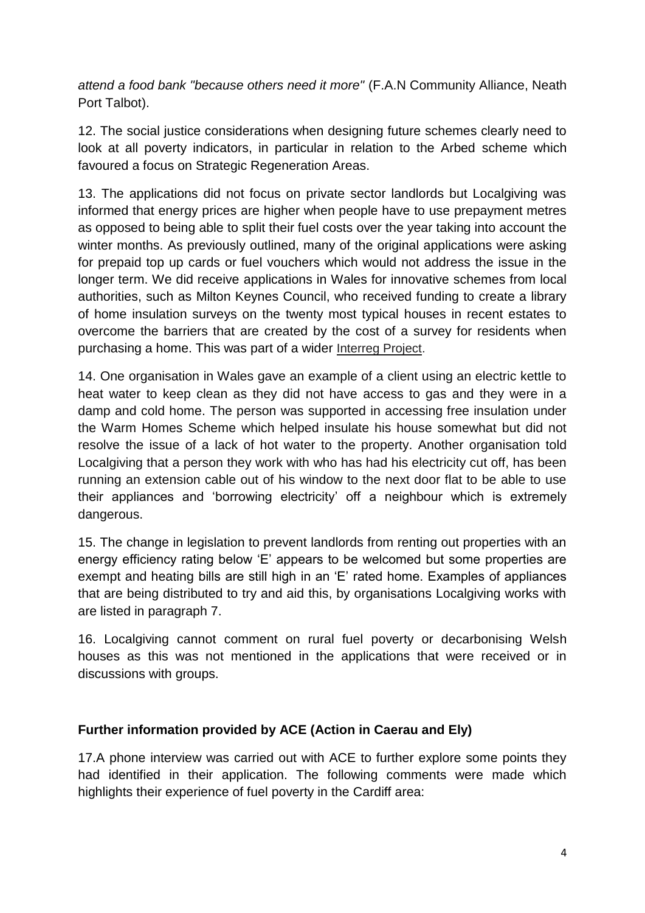*attend a food bank "because others need it more"* (F.A.N Community Alliance, Neath Port Talbot).

12. The social justice considerations when designing future schemes clearly need to look at all poverty indicators, in particular in relation to the Arbed scheme which favoured a focus on Strategic Regeneration Areas.

13. The applications did not focus on private sector landlords but Localgiving was informed that energy prices are higher when people have to use prepayment metres as opposed to being able to split their fuel costs over the year taking into account the winter months. As previously outlined, many of the original applications were asking for prepaid top up cards or fuel vouchers which would not address the issue in the longer term. We did receive applications in Wales for innovative schemes from local authorities, such as Milton Keynes Council, who received funding to create a library of home insulation surveys on the twenty most typical houses in recent estates to overcome the barriers that are created by the cost of a survey for residents when purchasing a home. This was part of a wider Interreg Project.

14. One organisation in Wales gave an example of a client using an electric kettle to heat water to keep clean as they did not have access to gas and they were in a damp and cold home. The person was supported in accessing free insulation under the Warm Homes Scheme which helped insulate his house somewhat but did not resolve the issue of a lack of hot water to the property. Another organisation told Localgiving that a person they work with who has had his electricity cut off, has been running an extension cable out of his window to the next door flat to be able to use their appliances and 'borrowing electricity' off a neighbour which is extremely dangerous.

15. The change in legislation to prevent landlords from renting out properties with an energy efficiency rating below 'E' appears to be welcomed but some properties are exempt and heating bills are still high in an 'E' rated home. Examples of appliances that are being distributed to try and aid this, by organisations Localgiving works with are listed in paragraph 7.

16. Localgiving cannot comment on rural fuel poverty or decarbonising Welsh houses as this was not mentioned in the applications that were received or in discussions with groups.

**Further information provided by ACE (Action in Caerau and Ely)**

17.A phone interview was carried out with ACE to further explore some points they had identified in their application. The following comments were made which highlights their experience of fuel poverty in the Cardiff area: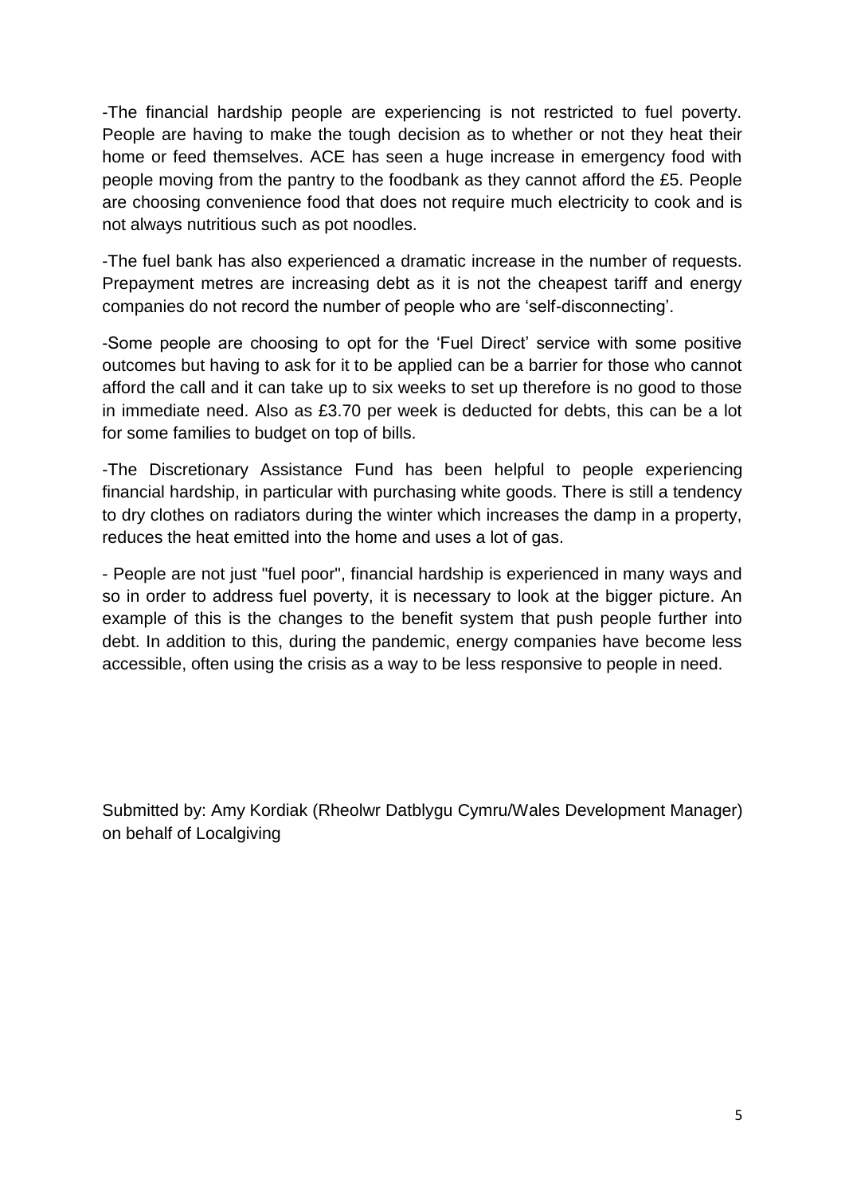-The financial hardship people are experiencing is not restricted to fuel poverty. People are having to make the tough decision as to whether or not they heat their home or feed themselves. ACE has seen a huge increase in emergency food with people moving from the pantry to the foodbank as they cannot afford the £5. People are choosing convenience food that does not require much electricity to cook and is not always nutritious such as pot noodles.

-The fuel bank has also experienced a dramatic increase in the number of requests. Prepayment metres are increasing debt as it is not the cheapest tariff and energy companies do not record the number of people who are 'self-disconnecting'.

-Some people are choosing to opt for the 'Fuel Direct' service with some positive outcomes but having to ask for it to be applied can be a barrier for those who cannot afford the call and it can take up to six weeks to set up therefore is no good to those in immediate need. Also as £3.70 per week is deducted for debts, this can be a lot for some families to budget on top of bills.

-The Discretionary Assistance Fund has been helpful to people experiencing financial hardship, in particular with purchasing white goods. There is still a tendency to dry clothes on radiators during the winter which increases the damp in a property, reduces the heat emitted into the home and uses a lot of gas.

- People are not just "fuel poor", financial hardship is experienced in many ways and so in order to address fuel poverty, it is necessary to look at the bigger picture. An example of this is the changes to the benefit system that push people further into debt. In addition to this, during the pandemic, energy companies have become less accessible, often using the crisis as a way to be less responsive to people in need.

Submitted by: Amy Kordiak (Rheolwr Datblygu Cymru/Wales Development Manager) on behalf of Localgiving